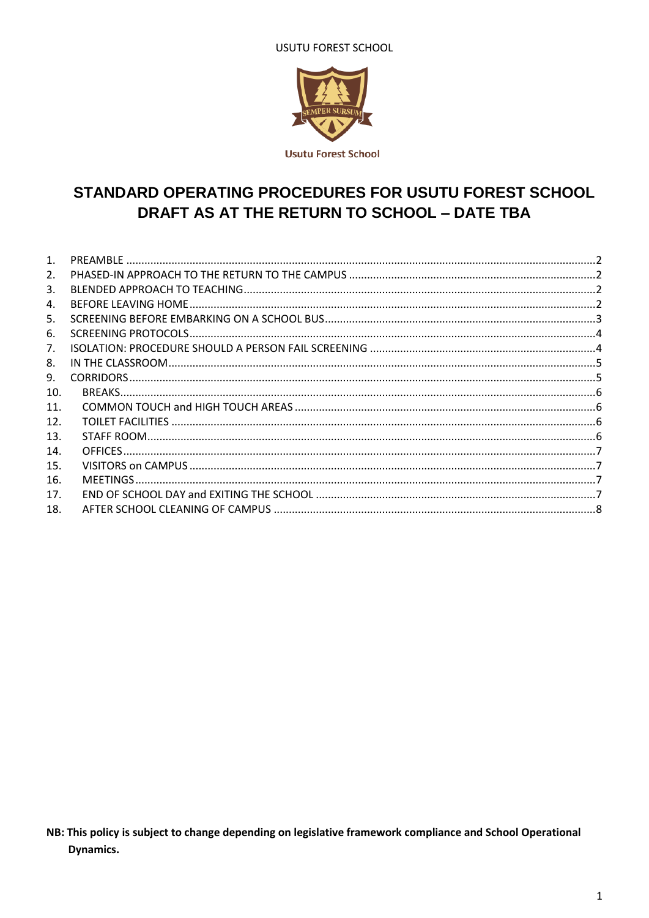USUTU FOREST SCHOOL

Usutu Forest School

# STANDARD OPERATING PROCEDURES FOR USUTU FOREST SCHOOL DRAFT AS AT THE RETURN TO SCHOOL – DATE TBA

1. PREAMBLE .......... 2
2. PHASED-IN APPROACH TO THE RETURN TO THE CAMPUS .......... 2
3. BLENDED APPROACH TO TEACHING .......... 2
4. BEFORE LEAVING HOME .......... 2
5. SCREENING BEFORE EMBARKING ON A SCHOOL BUS .......... 3
6. SCREENING PROTOCOLS .......... 4
7. ISOLATION: PROCEDURE SHOULD A PERSON FAIL SCREENING .......... 4
8. IN THE CLASSROOM .......... 5
9. CORRIDORS .......... 5
10. BREAKS .......... 6
11. COMMON TOUCH and HIGH TOUCH AREAS .......... 6
12. TOILET FACILITIES .......... 6
13. STAFF ROOM .......... 6
14. OFFICES .......... 7
15. VISITORS on CAMPUS .......... 7
16. MEETINGS .......... 7
17. END OF SCHOOL DAY and EXITING THE SCHOOL .......... 7
18. AFTER SCHOOL CLEANING OF CAMPUS .......... 8

**NB: This policy is subject to change depending on legislative framework compliance and School Operational Dynamics.**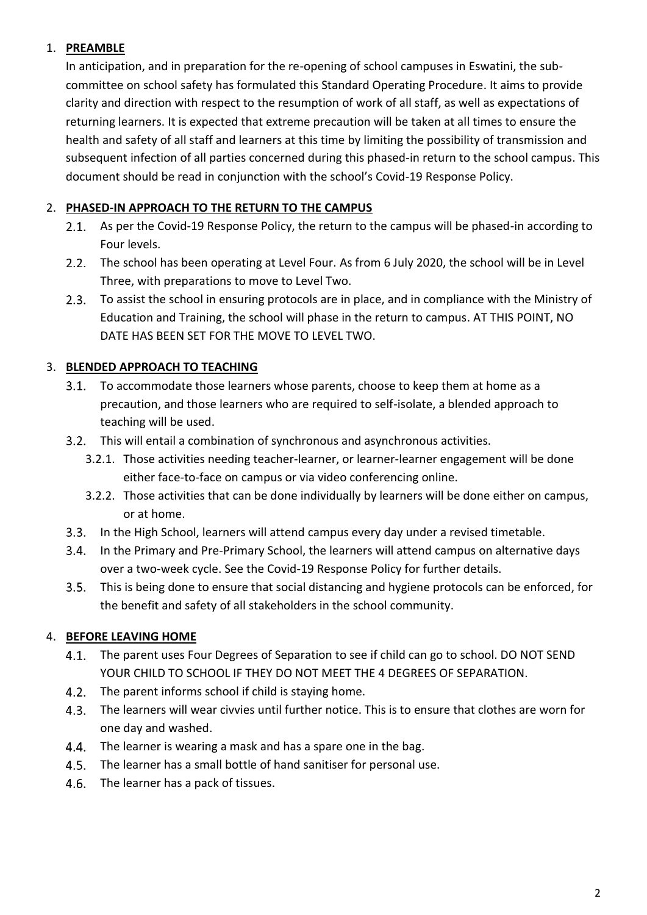## 1. **PREAMBLE**

In anticipation, and in preparation for the re-opening of school campuses in Eswatini, the sub-committee on school safety has formulated this Standard Operating Procedure. It aims to provide clarity and direction with respect to the resumption of work of all staff, as well as expectations of returning learners. It is expected that extreme precaution will be taken at all times to ensure the health and safety of all staff and learners at this time by limiting the possibility of transmission and subsequent infection of all parties concerned during this phased-in return to the school campus. This document should be read in conjunction with the school's Covid-19 Response Policy.

## 2. **PHASED-IN APPROACH TO THE RETURN TO THE CAMPUS**

2.1. As per the Covid-19 Response Policy, the return to the campus will be phased-in according to Four levels.

2.2. The school has been operating at Level Four. As from 6 July 2020, the school will be in Level Three, with preparations to move to Level Two.

2.3. To assist the school in ensuring protocols are in place, and in compliance with the Ministry of Education and Training, the school will phase in the return to campus. AT THIS POINT, NO DATE HAS BEEN SET FOR THE MOVE TO LEVEL TWO.

## 3. **BLENDED APPROACH TO TEACHING**

3.1. To accommodate those learners whose parents, choose to keep them at home as a precaution, and those learners who are required to self-isolate, a blended approach to teaching will be used.

3.2. This will entail a combination of synchronous and asynchronous activities.

- 3.2.1. Those activities needing teacher-learner, or learner-learner engagement will be done either face-to-face on campus or via video conferencing online.
- 3.2.2. Those activities that can be done individually by learners will be done either on campus, or at home.

3.3. In the High School, learners will attend campus every day under a revised timetable.

3.4. In the Primary and Pre-Primary School, the learners will attend campus on alternative days over a two-week cycle. See the Covid-19 Response Policy for further details.

3.5. This is being done to ensure that social distancing and hygiene protocols can be enforced, for the benefit and safety of all stakeholders in the school community.

## 4. **BEFORE LEAVING HOME**

4.1. The parent uses Four Degrees of Separation to see if child can go to school. DO NOT SEND YOUR CHILD TO SCHOOL IF THEY DO NOT MEET THE 4 DEGREES OF SEPARATION.

4.2. The parent informs school if child is staying home.

4.3. The learners will wear civvies until further notice. This is to ensure that clothes are worn for one day and washed.

4.4. The learner is wearing a mask and has a spare one in the bag.

4.5. The learner has a small bottle of hand sanitiser for personal use.

4.6. The learner has a pack of tissues.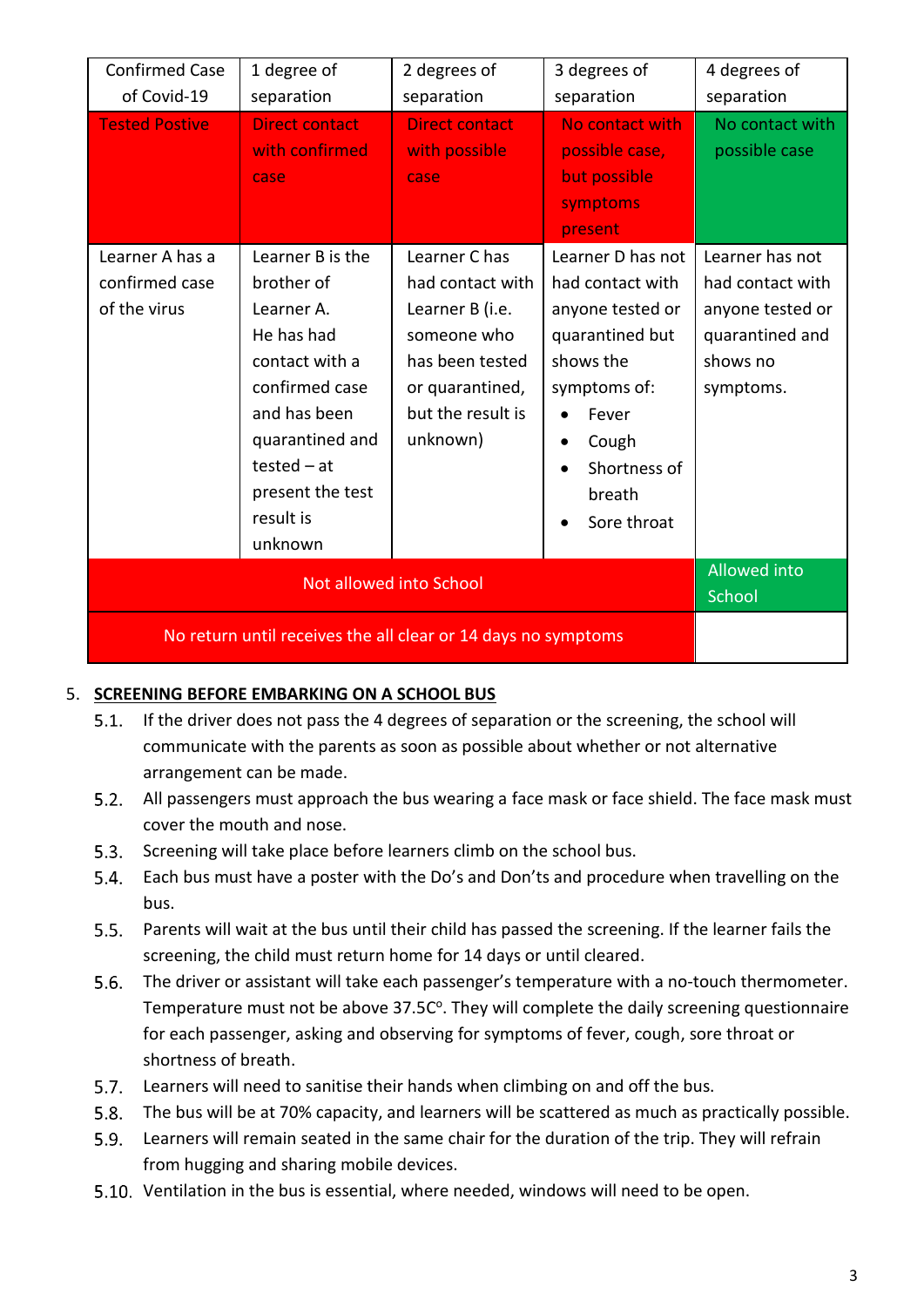| Confirmed Case of Covid-19 | 1 degree of separation | 2 degrees of separation | 3 degrees of separation | 4 degrees of separation |
|---|---|---|---|---|
| Tested Postive | Direct contact with confirmed case | Direct contact with possible case | No contact with possible case, but possible symptoms present | No contact with possible case |
| Learner A has a confirmed case of the virus | Learner B is the brother of Learner A. He has had contact with a confirmed case and has been quarantined and tested – at present the test result is unknown | Learner C has had contact with Learner B (i.e. someone who has been tested or quarantined, but the result is unknown) | Learner D has not had contact with anyone tested or quarantined but shows the symptoms of: <br>• Fever <br>• Cough <br>• Shortness of breath <br>• Sore throat | Learner has not had contact with anyone tested or quarantined and shows no symptoms. |
| Not allowed into School | | | | Allowed into School |
| No return until receives the all clear or 14 days no symptoms | | | | |

5. **SCREENING BEFORE EMBARKING ON A SCHOOL BUS**
   - 5.1. If the driver does not pass the 4 degrees of separation or the screening, the school will communicate with the parents as soon as possible about whether or not alternative arrangement can be made.
   - 5.2. All passengers must approach the bus wearing a face mask or face shield. The face mask must cover the mouth and nose.
   - 5.3. Screening will take place before learners climb on the school bus.
   - 5.4. Each bus must have a poster with the Do's and Don'ts and procedure when travelling on the bus.
   - 5.5. Parents will wait at the bus until their child has passed the screening. If the learner fails the screening, the child must return home for 14 days or until cleared.
   - 5.6. The driver or assistant will take each passenger's temperature with a no-touch thermometer. Temperature must not be above 37.5C°. They will complete the daily screening questionnaire for each passenger, asking and observing for symptoms of fever, cough, sore throat or shortness of breath.
   - 5.7. Learners will need to sanitise their hands when climbing on and off the bus.
   - 5.8. The bus will be at 70% capacity, and learners will be scattered as much as practically possible.
   - 5.9. Learners will remain seated in the same chair for the duration of the trip. They will refrain from hugging and sharing mobile devices.
   - 5.10. Ventilation in the bus is essential, where needed, windows will need to be open.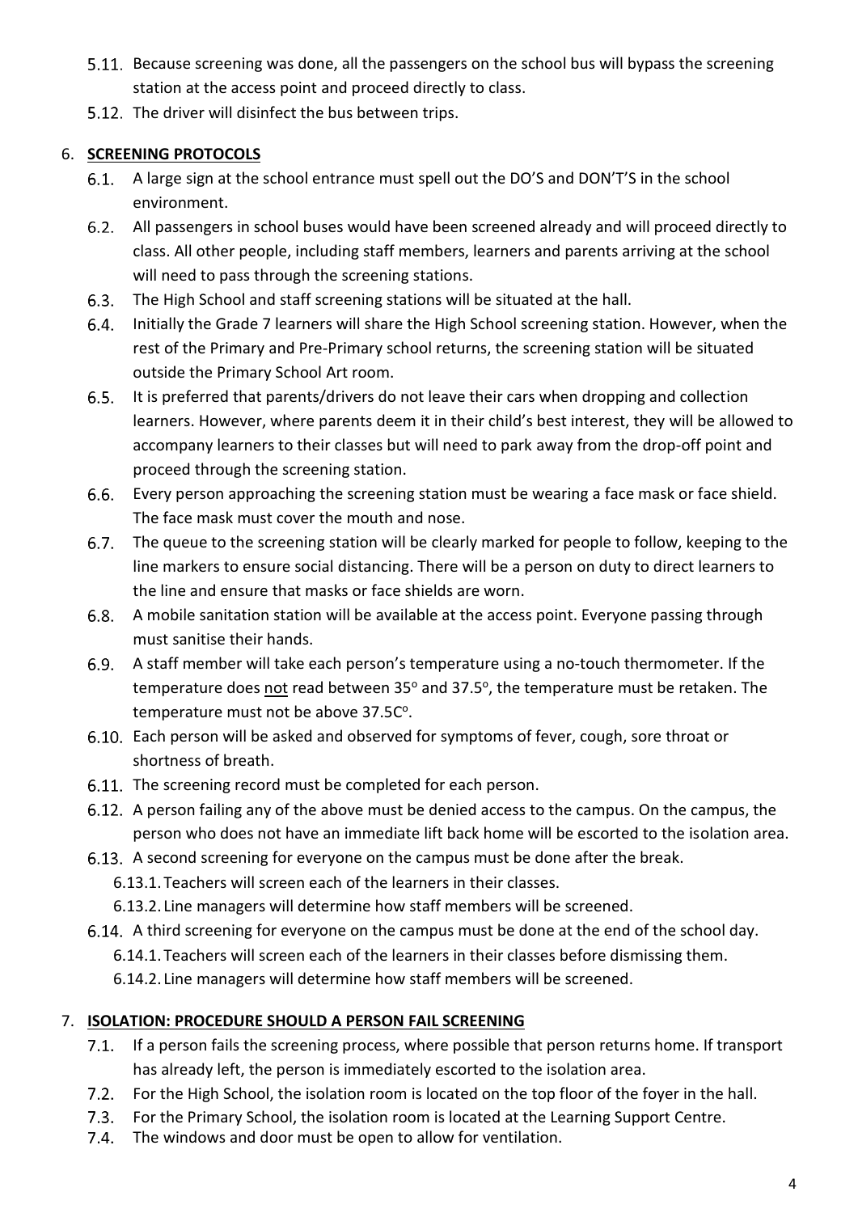5.11. Because screening was done, all the passengers on the school bus will bypass the screening station at the access point and proceed directly to class.

5.12. The driver will disinfect the bus between trips.

## 6. **SCREENING PROTOCOLS**

6.1. A large sign at the school entrance must spell out the DO'S and DON'T'S in the school environment.

6.2. All passengers in school buses would have been screened already and will proceed directly to class. All other people, including staff members, learners and parents arriving at the school will need to pass through the screening stations.

6.3. The High School and staff screening stations will be situated at the hall.

6.4. Initially the Grade 7 learners will share the High School screening station. However, when the rest of the Primary and Pre-Primary school returns, the screening station will be situated outside the Primary School Art room.

6.5. It is preferred that parents/drivers do not leave their cars when dropping and collection learners. However, where parents deem it in their child's best interest, they will be allowed to accompany learners to their classes but will need to park away from the drop-off point and proceed through the screening station.

6.6. Every person approaching the screening station must be wearing a face mask or face shield. The face mask must cover the mouth and nose.

6.7. The queue to the screening station will be clearly marked for people to follow, keeping to the line markers to ensure social distancing. There will be a person on duty to direct learners to the line and ensure that masks or face shields are worn.

6.8. A mobile sanitation station will be available at the access point. Everyone passing through must sanitise their hands.

6.9. A staff member will take each person's temperature using a no-touch thermometer. If the temperature does not read between 35° and 37.5°, the temperature must be retaken. The temperature must not be above 37.5C°.

6.10. Each person will be asked and observed for symptoms of fever, cough, sore throat or shortness of breath.

6.11. The screening record must be completed for each person.

6.12. A person failing any of the above must be denied access to the campus. On the campus, the person who does not have an immediate lift back home will be escorted to the isolation area.

6.13. A second screening for everyone on the campus must be done after the break.

- 6.13.1. Teachers will screen each of the learners in their classes.
- 6.13.2. Line managers will determine how staff members will be screened.

6.14. A third screening for everyone on the campus must be done at the end of the school day.

- 6.14.1. Teachers will screen each of the learners in their classes before dismissing them.
- 6.14.2. Line managers will determine how staff members will be screened.

## 7. **ISOLATION: PROCEDURE SHOULD A PERSON FAIL SCREENING**

7.1. If a person fails the screening process, where possible that person returns home. If transport has already left, the person is immediately escorted to the isolation area.

7.2. For the High School, the isolation room is located on the top floor of the foyer in the hall.

7.3. For the Primary School, the isolation room is located at the Learning Support Centre.

7.4. The windows and door must be open to allow for ventilation.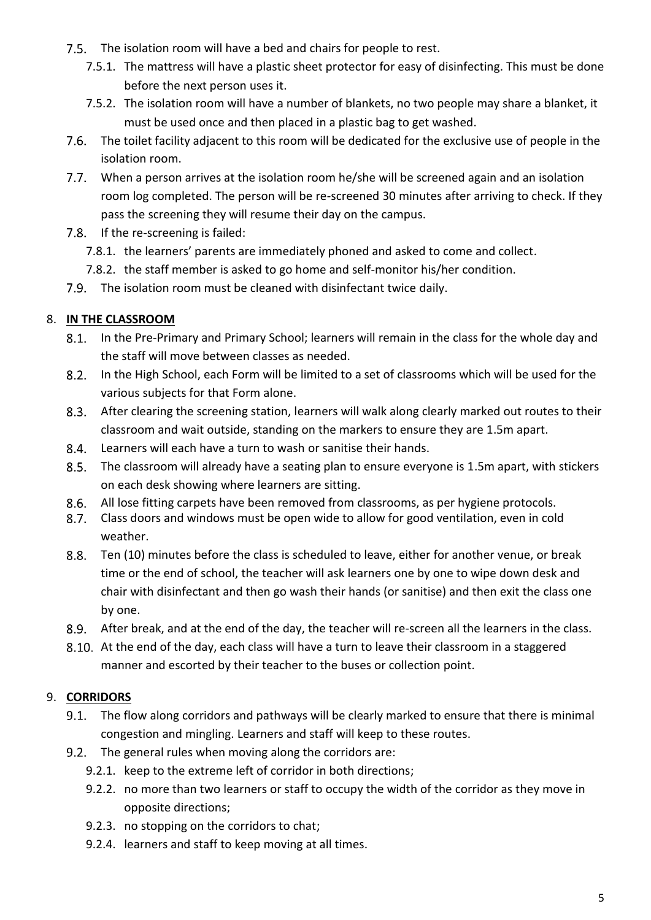7.5. The isolation room will have a bed and chairs for people to rest.

   7.5.1. The mattress will have a plastic sheet protector for easy of disinfecting. This must be done before the next person uses it.

   7.5.2. The isolation room will have a number of blankets, no two people may share a blanket, it must be used once and then placed in a plastic bag to get washed.

7.6. The toilet facility adjacent to this room will be dedicated for the exclusive use of people in the isolation room.

7.7. When a person arrives at the isolation room he/she will be screened again and an isolation room log completed. The person will be re-screened 30 minutes after arriving to check. If they pass the screening they will resume their day on the campus.

7.8. If the re-screening is failed:

   7.8.1. the learners' parents are immediately phoned and asked to come and collect.

   7.8.2. the staff member is asked to go home and self-monitor his/her condition.

7.9. The isolation room must be cleaned with disinfectant twice daily.

## 8. **IN THE CLASSROOM**

8.1. In the Pre-Primary and Primary School; learners will remain in the class for the whole day and the staff will move between classes as needed.

8.2. In the High School, each Form will be limited to a set of classrooms which will be used for the various subjects for that Form alone.

8.3. After clearing the screening station, learners will walk along clearly marked out routes to their classroom and wait outside, standing on the markers to ensure they are 1.5m apart.

8.4. Learners will each have a turn to wash or sanitise their hands.

8.5. The classroom will already have a seating plan to ensure everyone is 1.5m apart, with stickers on each desk showing where learners are sitting.

8.6. All lose fitting carpets have been removed from classrooms, as per hygiene protocols.

8.7. Class doors and windows must be open wide to allow for good ventilation, even in cold weather.

8.8. Ten (10) minutes before the class is scheduled to leave, either for another venue, or break time or the end of school, the teacher will ask learners one by one to wipe down desk and chair with disinfectant and then go wash their hands (or sanitise) and then exit the class one by one.

8.9. After break, and at the end of the day, the teacher will re-screen all the learners in the class.

8.10. At the end of the day, each class will have a turn to leave their classroom in a staggered manner and escorted by their teacher to the buses or collection point.

## 9. **CORRIDORS**

9.1. The flow along corridors and pathways will be clearly marked to ensure that there is minimal congestion and mingling. Learners and staff will keep to these routes.

9.2. The general rules when moving along the corridors are:

   9.2.1. keep to the extreme left of corridor in both directions;

   9.2.2. no more than two learners or staff to occupy the width of the corridor as they move in opposite directions;

   9.2.3. no stopping on the corridors to chat;

   9.2.4. learners and staff to keep moving at all times.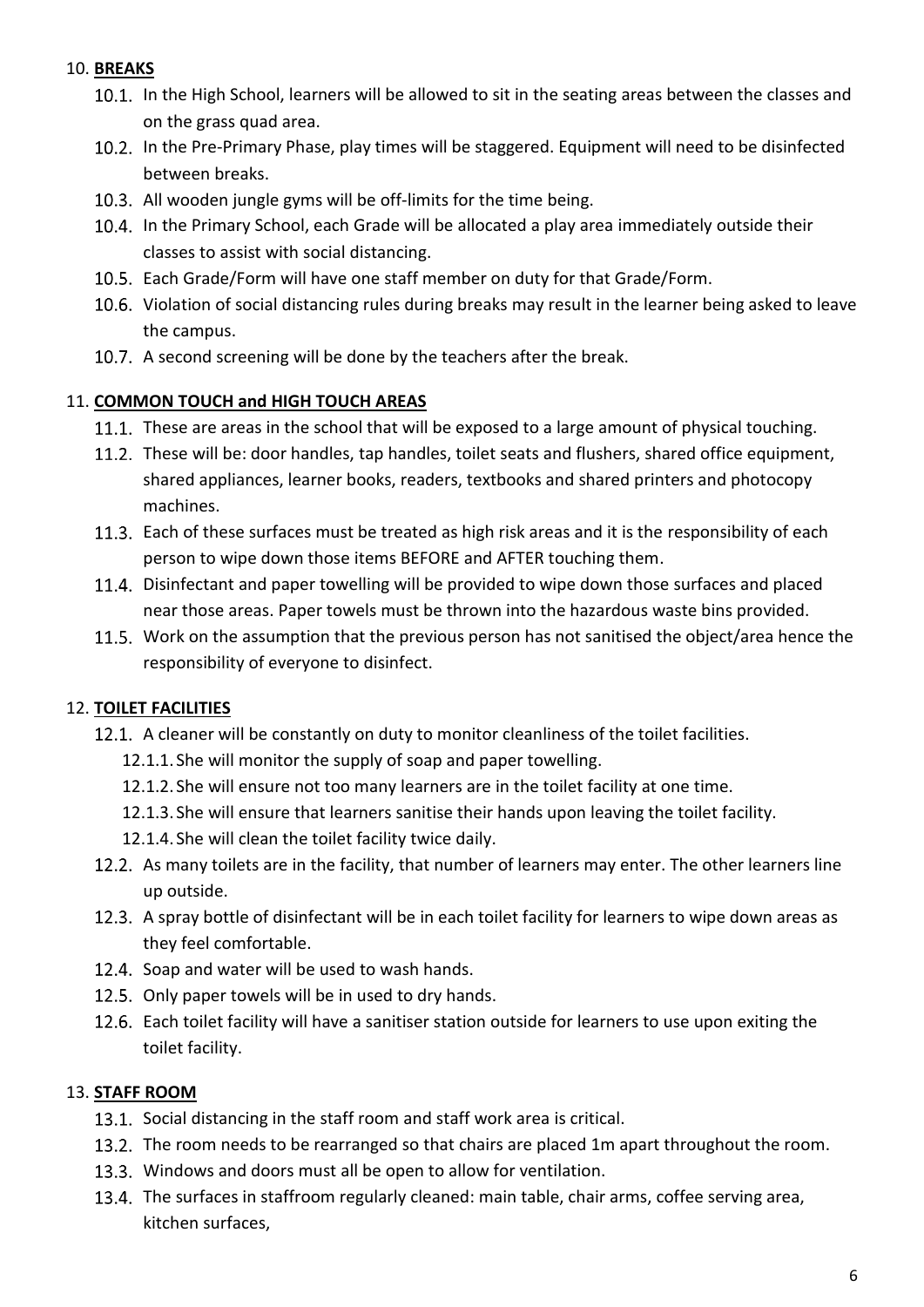## 10. **BREAKS**

- 10.1. In the High School, learners will be allowed to sit in the seating areas between the classes and on the grass quad area.
- 10.2. In the Pre-Primary Phase, play times will be staggered. Equipment will need to be disinfected between breaks.
- 10.3. All wooden jungle gyms will be off-limits for the time being.
- 10.4. In the Primary School, each Grade will be allocated a play area immediately outside their classes to assist with social distancing.
- 10.5. Each Grade/Form will have one staff member on duty for that Grade/Form.
- 10.6. Violation of social distancing rules during breaks may result in the learner being asked to leave the campus.
- 10.7. A second screening will be done by the teachers after the break.

## 11. **COMMON TOUCH and HIGH TOUCH AREAS**

- 11.1. These are areas in the school that will be exposed to a large amount of physical touching.
- 11.2. These will be: door handles, tap handles, toilet seats and flushers, shared office equipment, shared appliances, learner books, readers, textbooks and shared printers and photocopy machines.
- 11.3. Each of these surfaces must be treated as high risk areas and it is the responsibility of each person to wipe down those items BEFORE and AFTER touching them.
- 11.4. Disinfectant and paper towelling will be provided to wipe down those surfaces and placed near those areas. Paper towels must be thrown into the hazardous waste bins provided.
- 11.5. Work on the assumption that the previous person has not sanitised the object/area hence the responsibility of everyone to disinfect.

## 12. **TOILET FACILITIES**

- 12.1. A cleaner will be constantly on duty to monitor cleanliness of the toilet facilities.
  - 12.1.1. She will monitor the supply of soap and paper towelling.
  - 12.1.2. She will ensure not too many learners are in the toilet facility at one time.
  - 12.1.3. She will ensure that learners sanitise their hands upon leaving the toilet facility.
  - 12.1.4. She will clean the toilet facility twice daily.
- 12.2. As many toilets are in the facility, that number of learners may enter. The other learners line up outside.
- 12.3. A spray bottle of disinfectant will be in each toilet facility for learners to wipe down areas as they feel comfortable.
- 12.4. Soap and water will be used to wash hands.
- 12.5. Only paper towels will be in used to dry hands.
- 12.6. Each toilet facility will have a sanitiser station outside for learners to use upon exiting the toilet facility.

## 13. **STAFF ROOM**

- 13.1. Social distancing in the staff room and staff work area is critical.
- 13.2. The room needs to be rearranged so that chairs are placed 1m apart throughout the room.
- 13.3. Windows and doors must all be open to allow for ventilation.
- 13.4. The surfaces in staffroom regularly cleaned: main table, chair arms, coffee serving area, kitchen surfaces,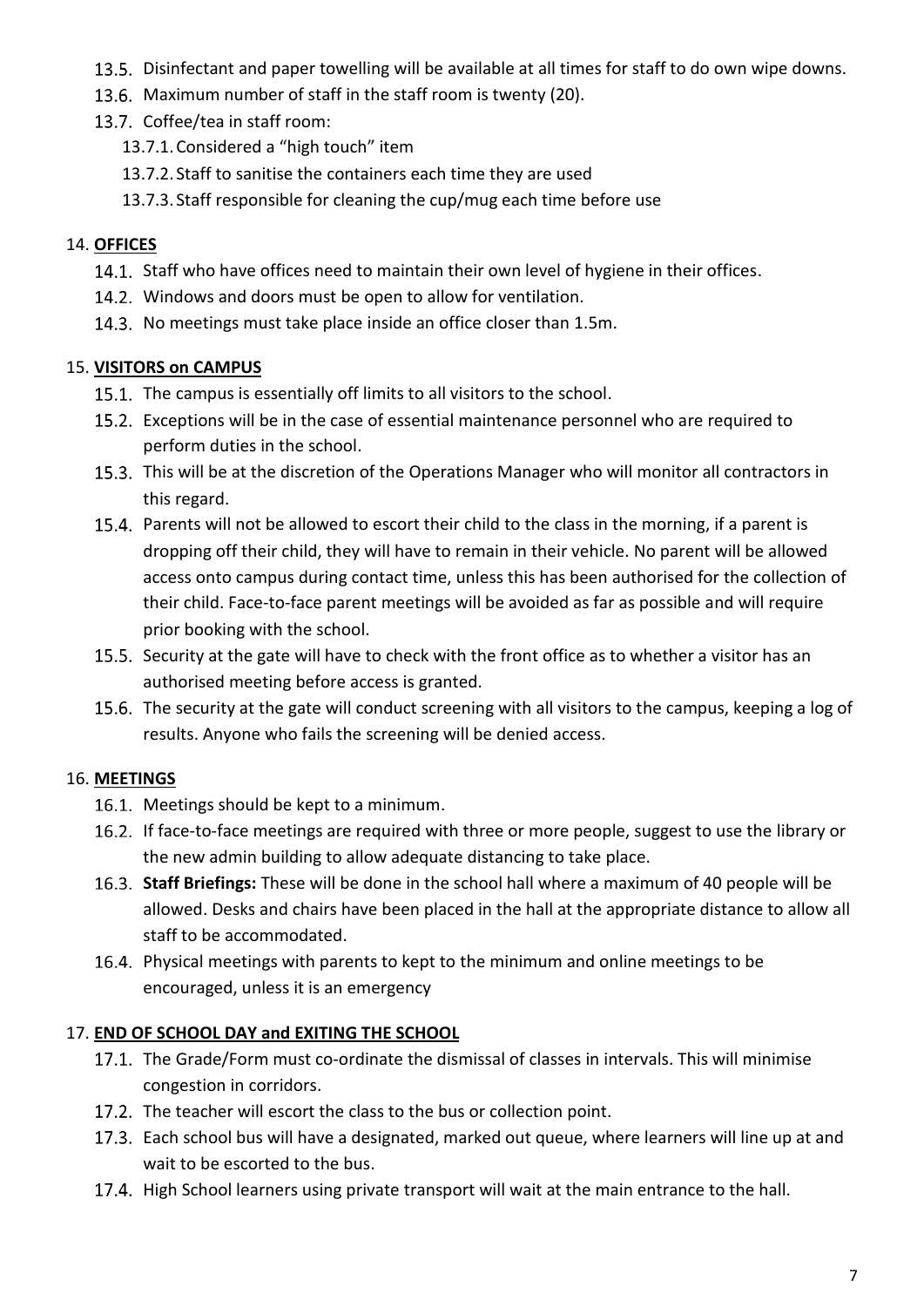- 13.5. Disinfectant and paper towelling will be available at all times for staff to do own wipe downs.
- 13.6. Maximum number of staff in the staff room is twenty (20).
- 13.7. Coffee/tea in staff room:
  - 13.7.1. Considered a "high touch" item
  - 13.7.2. Staff to sanitise the containers each time they are used
  - 13.7.3. Staff responsible for cleaning the cup/mug each time before use

## 14. **OFFICES**

- 14.1. Staff who have offices need to maintain their own level of hygiene in their offices.
- 14.2. Windows and doors must be open to allow for ventilation.
- 14.3. No meetings must take place inside an office closer than 1.5m.

## 15. **VISITORS on CAMPUS**

- 15.1. The campus is essentially off limits to all visitors to the school.
- 15.2. Exceptions will be in the case of essential maintenance personnel who are required to perform duties in the school.
- 15.3. This will be at the discretion of the Operations Manager who will monitor all contractors in this regard.
- 15.4. Parents will not be allowed to escort their child to the class in the morning, if a parent is dropping off their child, they will have to remain in their vehicle. No parent will be allowed access onto campus during contact time, unless this has been authorised for the collection of their child. Face-to-face parent meetings will be avoided as far as possible and will require prior booking with the school.
- 15.5. Security at the gate will have to check with the front office as to whether a visitor has an authorised meeting before access is granted.
- 15.6. The security at the gate will conduct screening with all visitors to the campus, keeping a log of results. Anyone who fails the screening will be denied access.

## 16. **MEETINGS**

- 16.1. Meetings should be kept to a minimum.
- 16.2. If face-to-face meetings are required with three or more people, suggest to use the library or the new admin building to allow adequate distancing to take place.
- 16.3. **Staff Briefings:** These will be done in the school hall where a maximum of 40 people will be allowed. Desks and chairs have been placed in the hall at the appropriate distance to allow all staff to be accommodated.
- 16.4. Physical meetings with parents to kept to the minimum and online meetings to be encouraged, unless it is an emergency

## 17. **END OF SCHOOL DAY and EXITING THE SCHOOL**

- 17.1. The Grade/Form must co-ordinate the dismissal of classes in intervals. This will minimise congestion in corridors.
- 17.2. The teacher will escort the class to the bus or collection point.
- 17.3. Each school bus will have a designated, marked out queue, where learners will line up at and wait to be escorted to the bus.
- 17.4. High School learners using private transport will wait at the main entrance to the hall.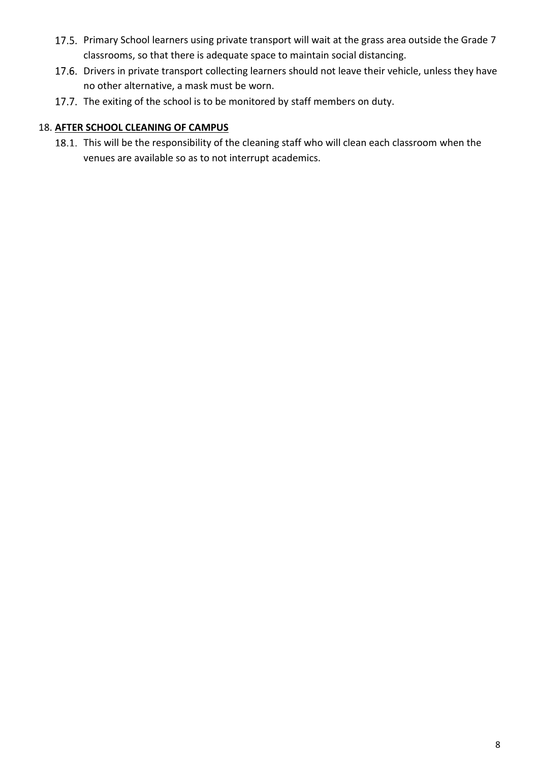17.5. Primary School learners using private transport will wait at the grass area outside the Grade 7 classrooms, so that there is adequate space to maintain social distancing.

17.6. Drivers in private transport collecting learners should not leave their vehicle, unless they have no other alternative, a mask must be worn.

17.7. The exiting of the school is to be monitored by staff members on duty.

18. **AFTER SCHOOL CLEANING OF CAMPUS**

18.1. This will be the responsibility of the cleaning staff who will clean each classroom when the venues are available so as to not interrupt academics.